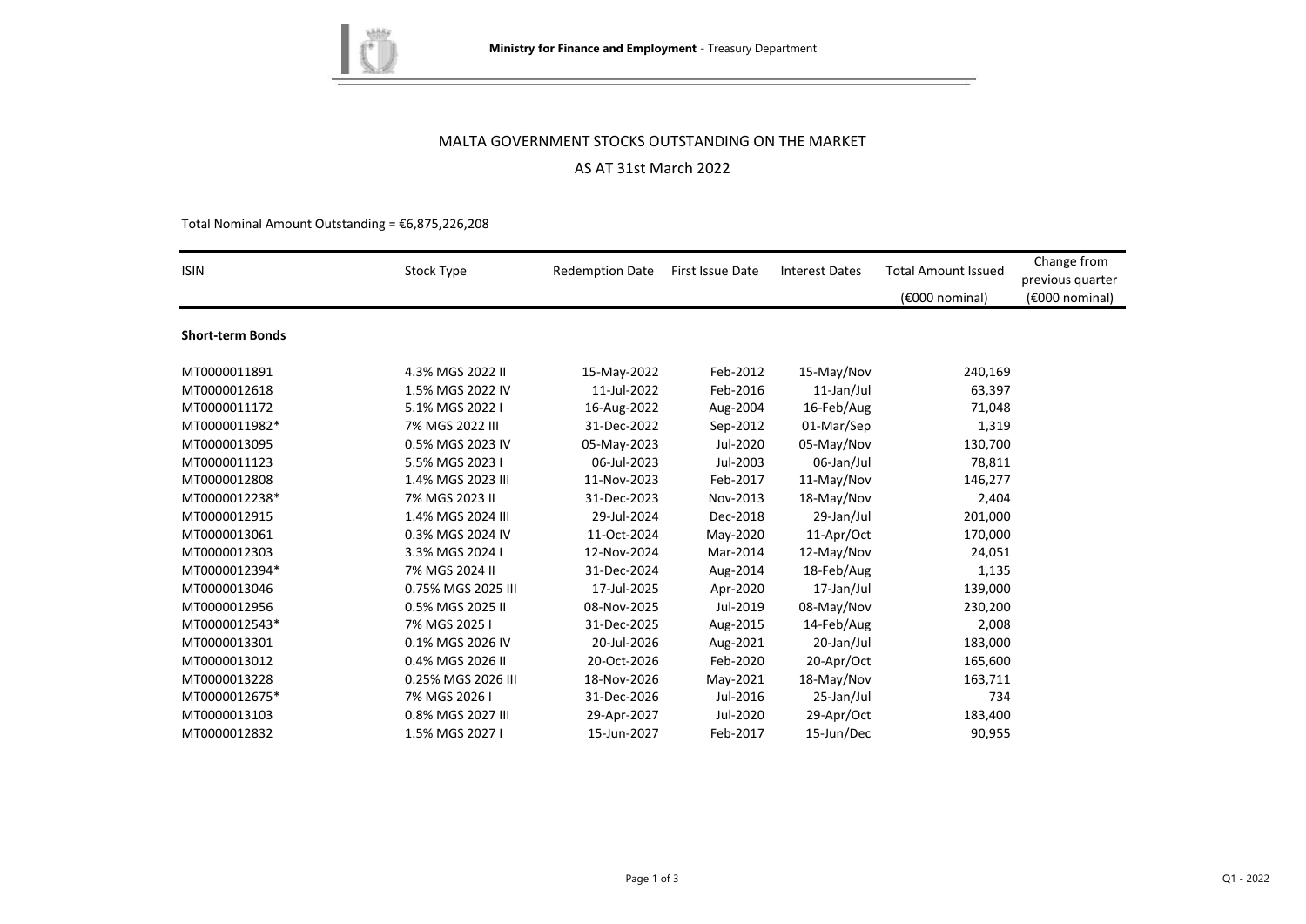# MALTA GOVERNMENT STOCKS OUTSTANDING ON THE MARKET

## AS AT 31st March 2022

Total Nominal Amount Outstanding = €6,875,226,208

| ISIN | Stock Type | Redemption Date | First Issue Date | Interest Dates | Total Amount Issued (€000 nominal) | Change from previous quarter (€000 nominal) |
|---|---|---|---|---|---|---|
| **Short-term Bonds** | | | | | | |
| MT0000011891 | 4.3% MGS 2022 II | 15-May-2022 | Feb-2012 | 15-May/Nov | 240,169 | |
| MT0000012618 | 1.5% MGS 2022 IV | 11-Jul-2022 | Feb-2016 | 11-Jan/Jul | 63,397 | |
| MT0000011172 | 5.1% MGS 2022 I | 16-Aug-2022 | Aug-2004 | 16-Feb/Aug | 71,048 | |
| MT0000011982* | 7% MGS 2022 III | 31-Dec-2022 | Sep-2012 | 01-Mar/Sep | 1,319 | |
| MT0000013095 | 0.5% MGS 2023 IV | 05-May-2023 | Jul-2020 | 05-May/Nov | 130,700 | |
| MT0000011123 | 5.5% MGS 2023 I | 06-Jul-2023 | Jul-2003 | 06-Jan/Jul | 78,811 | |
| MT0000012808 | 1.4% MGS 2023 III | 11-Nov-2023 | Feb-2017 | 11-May/Nov | 146,277 | |
| MT0000012238* | 7% MGS 2023 II | 31-Dec-2023 | Nov-2013 | 18-May/Nov | 2,404 | |
| MT0000012915 | 1.4% MGS 2024 III | 29-Jul-2024 | Dec-2018 | 29-Jan/Jul | 201,000 | |
| MT0000013061 | 0.3% MGS 2024 IV | 11-Oct-2024 | May-2020 | 11-Apr/Oct | 170,000 | |
| MT0000012303 | 3.3% MGS 2024 I | 12-Nov-2024 | Mar-2014 | 12-May/Nov | 24,051 | |
| MT0000012394* | 7% MGS 2024 II | 31-Dec-2024 | Aug-2014 | 18-Feb/Aug | 1,135 | |
| MT0000013046 | 0.75% MGS 2025 III | 17-Jul-2025 | Apr-2020 | 17-Jan/Jul | 139,000 | |
| MT0000012956 | 0.5% MGS 2025 II | 08-Nov-2025 | Jul-2019 | 08-May/Nov | 230,200 | |
| MT0000012543* | 7% MGS 2025 I | 31-Dec-2025 | Aug-2015 | 14-Feb/Aug | 2,008 | |
| MT0000013301 | 0.1% MGS 2026 IV | 20-Jul-2026 | Aug-2021 | 20-Jan/Jul | 183,000 | |
| MT0000013012 | 0.4% MGS 2026 II | 20-Oct-2026 | Feb-2020 | 20-Apr/Oct | 165,600 | |
| MT0000013228 | 0.25% MGS 2026 III | 18-Nov-2026 | May-2021 | 18-May/Nov | 163,711 | |
| MT0000012675* | 7% MGS 2026 I | 31-Dec-2026 | Jul-2016 | 25-Jan/Jul | 734 | |
| MT0000013103 | 0.8% MGS 2027 III | 29-Apr-2027 | Jul-2020 | 29-Apr/Oct | 183,400 | |
| MT0000012832 | 1.5% MGS 2027 I | 15-Jun-2027 | Feb-2017 | 15-Jun/Dec | 90,955 | |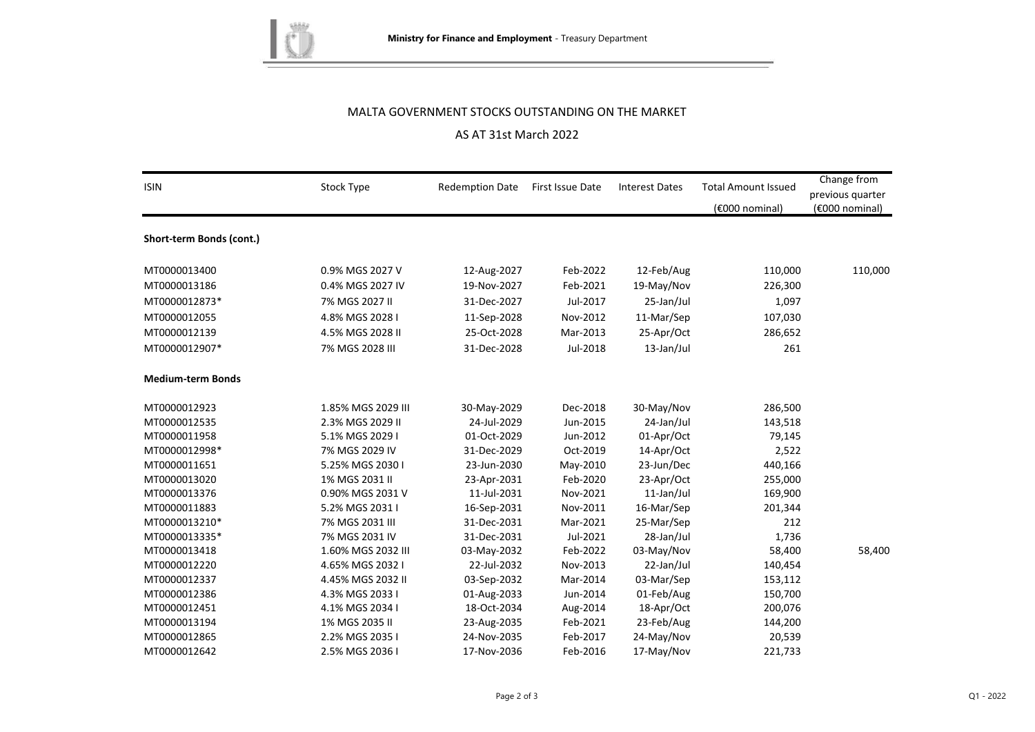Ministry for Finance and Employment - Treasury Department

## MALTA GOVERNMENT STOCKS OUTSTANDING ON THE MARKET

## AS AT 31st March 2022

| ISIN | Stock Type | Redemption Date | First Issue Date | Interest Dates | Total Amount Issued (€000 nominal) | Change from previous quarter (€000 nominal) |
|---|---|---|---|---|---|---|
| **Short-term Bonds (cont.)** | | | | | | |
| MT0000013400 | 0.9% MGS 2027 V | 12-Aug-2027 | Feb-2022 | 12-Feb/Aug | 110,000 | 110,000 |
| MT0000013186 | 0.4% MGS 2027 IV | 19-Nov-2027 | Feb-2021 | 19-May/Nov | 226,300 | |
| MT0000012873* | 7% MGS 2027 II | 31-Dec-2027 | Jul-2017 | 25-Jan/Jul | 1,097 | |
| MT0000012055 | 4.8% MGS 2028 I | 11-Sep-2028 | Nov-2012 | 11-Mar/Sep | 107,030 | |
| MT0000012139 | 4.5% MGS 2028 II | 25-Oct-2028 | Mar-2013 | 25-Apr/Oct | 286,652 | |
| MT0000012907* | 7% MGS 2028 III | 31-Dec-2028 | Jul-2018 | 13-Jan/Jul | 261 | |
| **Medium-term Bonds** | | | | | | |
| MT0000012923 | 1.85% MGS 2029 III | 30-May-2029 | Dec-2018 | 30-May/Nov | 286,500 | |
| MT0000012535 | 2.3% MGS 2029 II | 24-Jul-2029 | Jun-2015 | 24-Jan/Jul | 143,518 | |
| MT0000011958 | 5.1% MGS 2029 I | 01-Oct-2029 | Jun-2012 | 01-Apr/Oct | 79,145 | |
| MT0000012998* | 7% MGS 2029 IV | 31-Dec-2029 | Oct-2019 | 14-Apr/Oct | 2,522 | |
| MT0000011651 | 5.25% MGS 2030 I | 23-Jun-2030 | May-2010 | 23-Jun/Dec | 440,166 | |
| MT0000013020 | 1% MGS 2031 II | 23-Apr-2031 | Feb-2020 | 23-Apr/Oct | 255,000 | |
| MT0000013376 | 0.90% MGS 2031 V | 11-Jul-2031 | Nov-2021 | 11-Jan/Jul | 169,900 | |
| MT0000011883 | 5.2% MGS 2031 I | 16-Sep-2031 | Nov-2011 | 16-Mar/Sep | 201,344 | |
| MT0000013210* | 7% MGS 2031 III | 31-Dec-2031 | Mar-2021 | 25-Mar/Sep | 212 | |
| MT0000013335* | 7% MGS 2031 IV | 31-Dec-2031 | Jul-2021 | 28-Jan/Jul | 1,736 | |
| MT0000013418 | 1.60% MGS 2032 III | 03-May-2032 | Feb-2022 | 03-May/Nov | 58,400 | 58,400 |
| MT0000012220 | 4.65% MGS 2032 I | 22-Jul-2032 | Nov-2013 | 22-Jan/Jul | 140,454 | |
| MT0000012337 | 4.45% MGS 2032 II | 03-Sep-2032 | Mar-2014 | 03-Mar/Sep | 153,112 | |
| MT0000012386 | 4.3% MGS 2033 I | 01-Aug-2033 | Jun-2014 | 01-Feb/Aug | 150,700 | |
| MT0000012451 | 4.1% MGS 2034 I | 18-Oct-2034 | Aug-2014 | 18-Apr/Oct | 200,076 | |
| MT0000013194 | 1% MGS 2035 II | 23-Aug-2035 | Feb-2021 | 23-Feb/Aug | 144,200 | |
| MT0000012865 | 2.2% MGS 2035 I | 24-Nov-2035 | Feb-2017 | 24-May/Nov | 20,539 | |
| MT0000012642 | 2.5% MGS 2036 I | 17-Nov-2036 | Feb-2016 | 17-May/Nov | 221,733 | |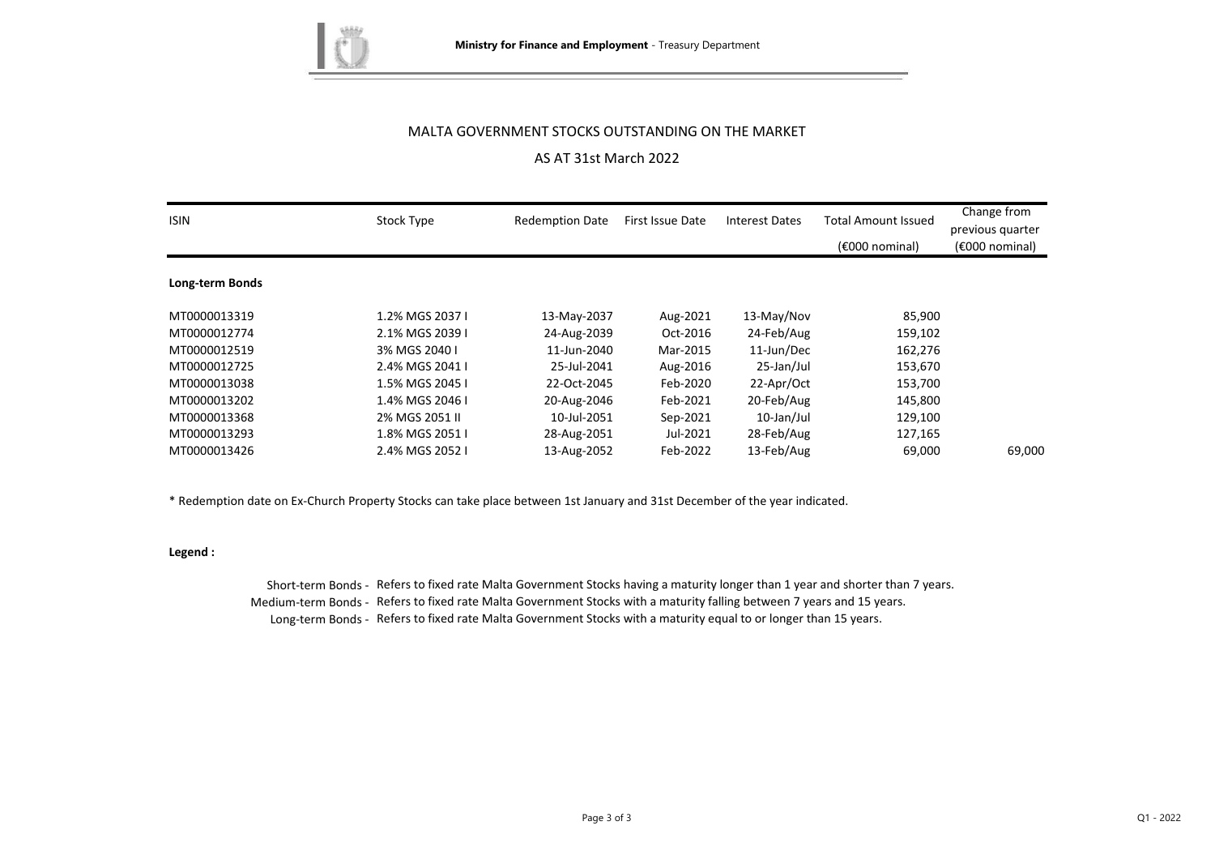Ministry for Finance and Employment - Treasury Department

# MALTA GOVERNMENT STOCKS OUTSTANDING ON THE MARKET

## AS AT 31st March 2022

| ISIN | Stock Type | Redemption Date | First Issue Date | Interest Dates | Total Amount Issued (€000 nominal) | Change from previous quarter (€000 nominal) |
|---|---|---|---|---|---|---|
| **Long-term Bonds** | | | | | | |
| MT0000013319 | 1.2% MGS 2037 I | 13-May-2037 | Aug-2021 | 13-May/Nov | 85,900 | |
| MT0000012774 | 2.1% MGS 2039 I | 24-Aug-2039 | Oct-2016 | 24-Feb/Aug | 159,102 | |
| MT0000012519 | 3% MGS 2040 I | 11-Jun-2040 | Mar-2015 | 11-Jun/Dec | 162,276 | |
| MT0000012725 | 2.4% MGS 2041 I | 25-Jul-2041 | Aug-2016 | 25-Jan/Jul | 153,670 | |
| MT0000013038 | 1.5% MGS 2045 I | 22-Oct-2045 | Feb-2020 | 22-Apr/Oct | 153,700 | |
| MT0000013202 | 1.4% MGS 2046 I | 20-Aug-2046 | Feb-2021 | 20-Feb/Aug | 145,800 | |
| MT0000013368 | 2% MGS 2051 II | 10-Jul-2051 | Sep-2021 | 10-Jan/Jul | 129,100 | |
| MT0000013293 | 1.8% MGS 2051 I | 28-Aug-2051 | Jul-2021 | 28-Feb/Aug | 127,165 | |
| MT0000013426 | 2.4% MGS 2052 I | 13-Aug-2052 | Feb-2022 | 13-Feb/Aug | 69,000 | 69,000 |

* Redemption date on Ex-Church Property Stocks can take place between 1st January and 31st December of the year indicated.

**Legend :**

Short-term Bonds - Refers to fixed rate Malta Government Stocks having a maturity longer than 1 year and shorter than 7 years.
Medium-term Bonds - Refers to fixed rate Malta Government Stocks with a maturity falling between 7 years and 15 years.
Long-term Bonds - Refers to fixed rate Malta Government Stocks with a maturity equal to or longer than 15 years.